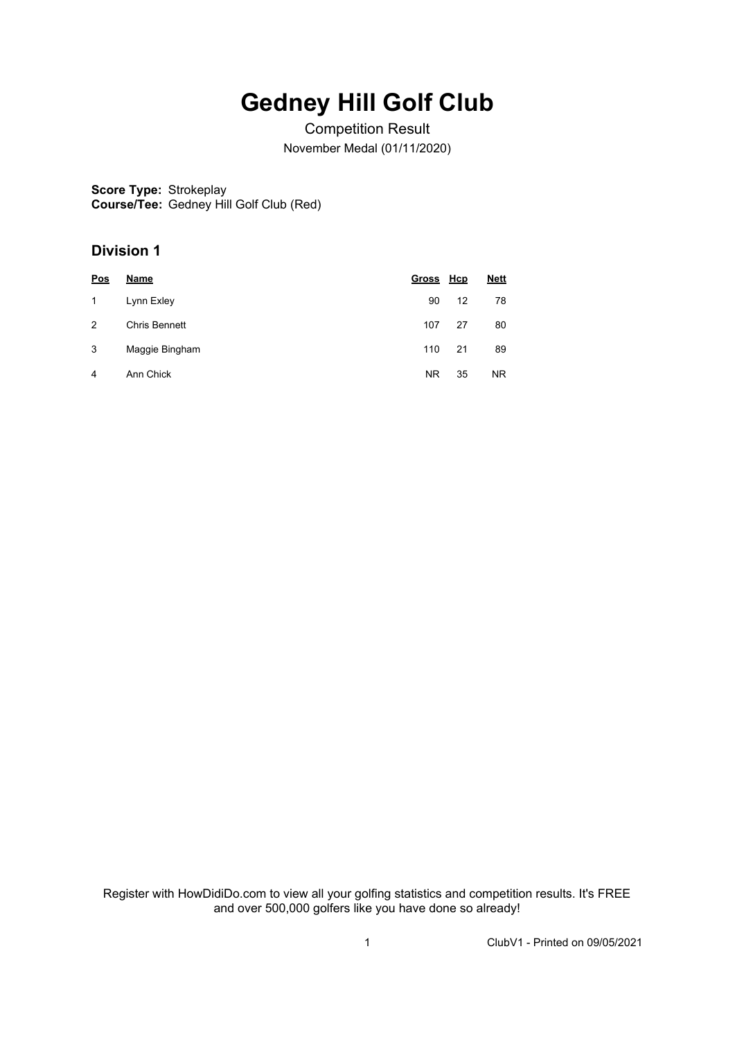# Gedney Hill Golf Club

Competition Result

November Medal (01/11/2020)

**Score Type:** Strokeplay
**Course/Tee:** Gedney Hill Golf Club (Red)

## Division 1

| Pos | Name | Gross | Hcp | Nett |
|---|---|---|---|---|
| 1 | Lynn Exley | 90 | 12 | 78 |
| 2 | Chris Bennett | 107 | 27 | 80 |
| 3 | Maggie Bingham | 110 | 21 | 89 |
| 4 | Ann Chick | NR | 35 | NR |

Register with HowDidiDo.com to view all your golfing statistics and competition results. It's FREE and over 500,000 golfers like you have done so already!

ClubV1 - Printed on 09/05/2021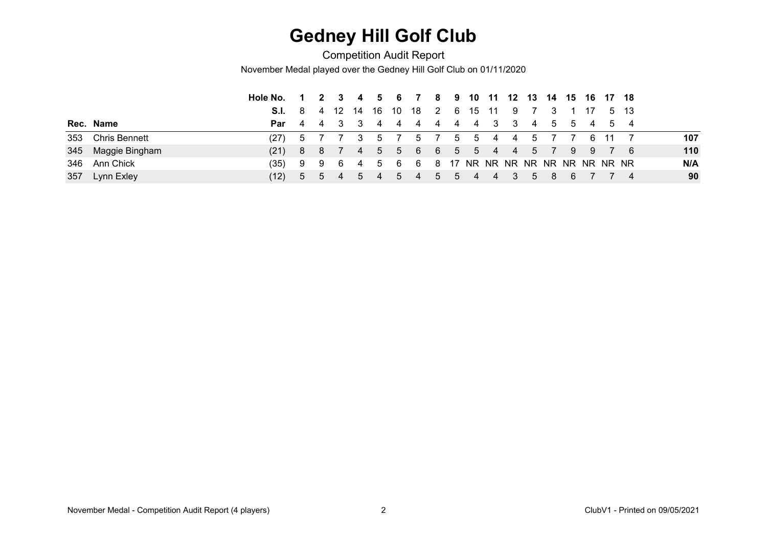# Gedney Hill Golf Club

Competition Audit Report

November Medal played over the Gedney Hill Golf Club on 01/11/2020

| Rec. | Name | Hole No. | 1 | 2 | 3 | 4 | 5 | 6 | 7 | 8 | 9 | 10 | 11 | 12 | 13 | 14 | 15 | 16 | 17 | 18 | |
|---|---|---|---|---|---|---|---|---|---|---|---|---|---|---|---|---|---|---|---|---|---|
| | | S.I. | 8 | 4 | 12 | 14 | 16 | 10 | 18 | 2 | 6 | 15 | 11 | 9 | 7 | 3 | 1 | 17 | 5 | 13 | |
| | | Par | 4 | 4 | 3 | 3 | 4 | 4 | 4 | 4 | 4 | 4 | 3 | 3 | 4 | 5 | 5 | 4 | 5 | 4 | |
| 353 | Chris Bennett | (27) | 5 | 7 | 7 | 3 | 5 | 7 | 5 | 7 | 5 | 5 | 4 | 4 | 5 | 7 | 7 | 6 | 11 | 7 | **107** |
| 345 | Maggie Bingham | (21) | 8 | 8 | 7 | 4 | 5 | 5 | 6 | 6 | 5 | 5 | 4 | 4 | 5 | 7 | 9 | 9 | 7 | 6 | **110** |
| 346 | Ann Chick | (35) | 9 | 9 | 6 | 4 | 5 | 6 | 6 | 8 | 17 | NR | NR | NR | NR | NR | NR | NR | NR | NR | **N/A** |
| 357 | Lynn Exley | (12) | 5 | 5 | 4 | 5 | 4 | 5 | 4 | 5 | 5 | 4 | 4 | 3 | 5 | 8 | 6 | 7 | 7 | 4 | **90** |

November Medal - Competition Audit Report (4 players)

ClubV1 - Printed on 09/05/2021